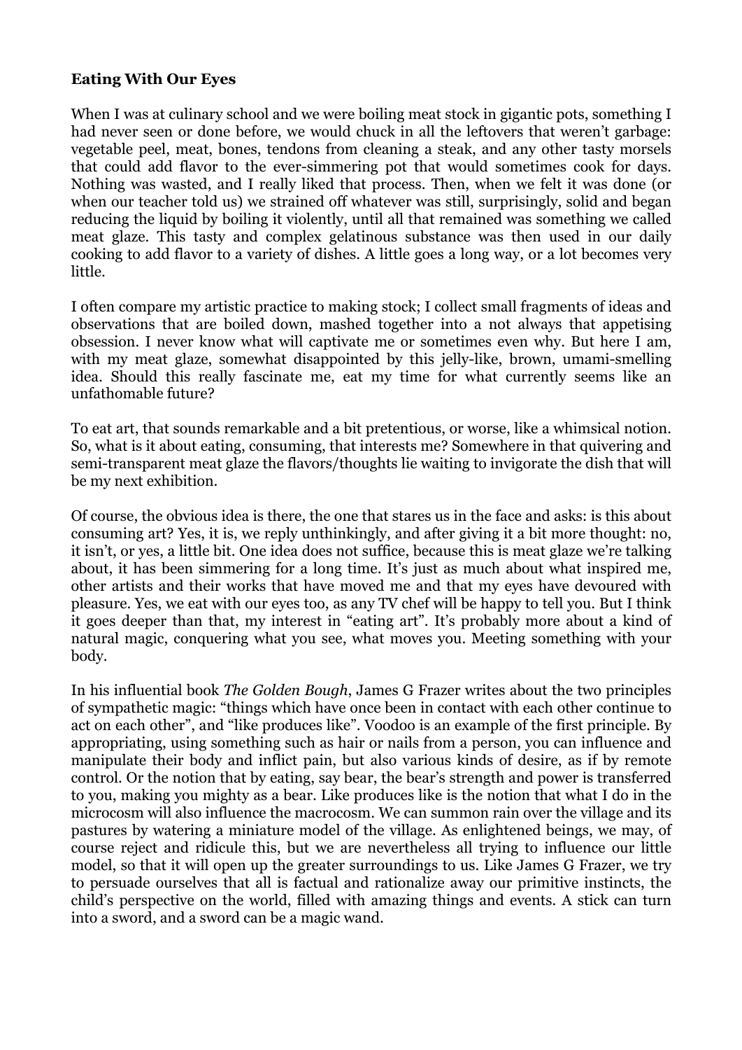**Eating With Our Eyes**

When I was at culinary school and we were boiling meat stock in gigantic pots, something I had never seen or done before, we would chuck in all the leftovers that weren't garbage: vegetable peel, meat, bones, tendons from cleaning a steak, and any other tasty morsels that could add flavor to the ever-simmering pot that would sometimes cook for days. Nothing was wasted, and I really liked that process. Then, when we felt it was done (or when our teacher told us) we strained off whatever was still, surprisingly, solid and began reducing the liquid by boiling it violently, until all that remained was something we called meat glaze. This tasty and complex gelatinous substance was then used in our daily cooking to add flavor to a variety of dishes. A little goes a long way, or a lot becomes very little.

I often compare my artistic practice to making stock; I collect small fragments of ideas and observations that are boiled down, mashed together into a not always that appetising obsession. I never know what will captivate me or sometimes even why. But here I am, with my meat glaze, somewhat disappointed by this jelly-like, brown, umami-smelling idea. Should this really fascinate me, eat my time for what currently seems like an unfathomable future?

To eat art, that sounds remarkable and a bit pretentious, or worse, like a whimsical notion. So, what is it about eating, consuming, that interests me? Somewhere in that quivering and semi-transparent meat glaze the flavors/thoughts lie waiting to invigorate the dish that will be my next exhibition.

Of course, the obvious idea is there, the one that stares us in the face and asks: is this about consuming art? Yes, it is, we reply unthinkingly, and after giving it a bit more thought: no, it isn't, or yes, a little bit. One idea does not suffice, because this is meat glaze we're talking about, it has been simmering for a long time. It's just as much about what inspired me, other artists and their works that have moved me and that my eyes have devoured with pleasure. Yes, we eat with our eyes too, as any TV chef will be happy to tell you. But I think it goes deeper than that, my interest in "eating art". It's probably more about a kind of natural magic, conquering what you see, what moves you. Meeting something with your body.

In his influential book *The Golden Bough*, James G Frazer writes about the two principles of sympathetic magic: "things which have once been in contact with each other continue to act on each other", and "like produces like". Voodoo is an example of the first principle. By appropriating, using something such as hair or nails from a person, you can influence and manipulate their body and inflict pain, but also various kinds of desire, as if by remote control. Or the notion that by eating, say bear, the bear's strength and power is transferred to you, making you mighty as a bear. Like produces like is the notion that what I do in the microcosm will also influence the macrocosm. We can summon rain over the village and its pastures by watering a miniature model of the village. As enlightened beings, we may, of course reject and ridicule this, but we are nevertheless all trying to influence our little model, so that it will open up the greater surroundings to us. Like James G Frazer, we try to persuade ourselves that all is factual and rationalize away our primitive instincts, the child's perspective on the world, filled with amazing things and events. A stick can turn into a sword, and a sword can be a magic wand.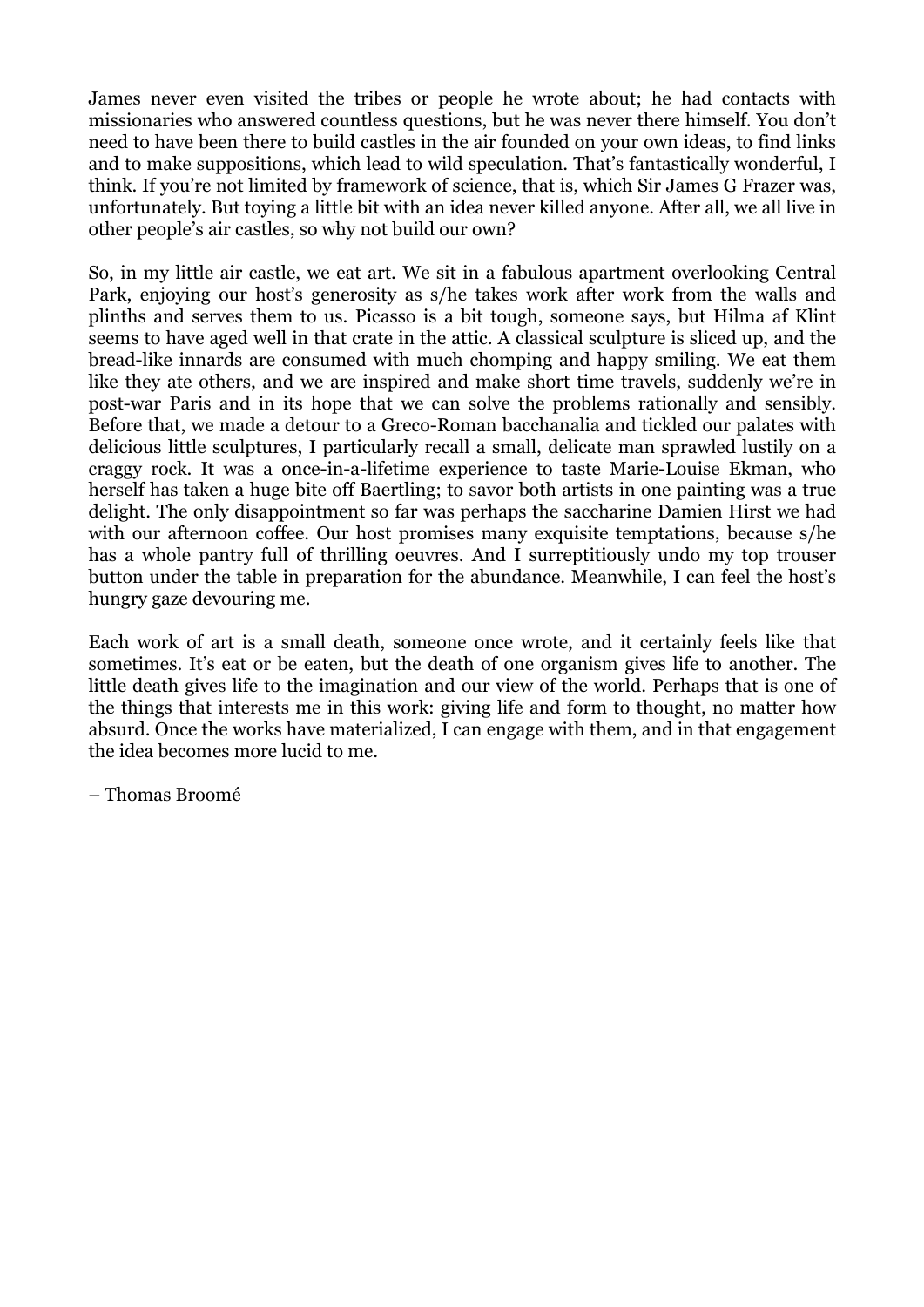James never even visited the tribes or people he wrote about; he had contacts with missionaries who answered countless questions, but he was never there himself. You don't need to have been there to build castles in the air founded on your own ideas, to find links and to make suppositions, which lead to wild speculation. That's fantastically wonderful, I think. If you're not limited by framework of science, that is, which Sir James G Frazer was, unfortunately. But toying a little bit with an idea never killed anyone. After all, we all live in other people's air castles, so why not build our own?

So, in my little air castle, we eat art. We sit in a fabulous apartment overlooking Central Park, enjoying our host's generosity as s/he takes work after work from the walls and plinths and serves them to us. Picasso is a bit tough, someone says, but Hilma af Klint seems to have aged well in that crate in the attic. A classical sculpture is sliced up, and the bread-like innards are consumed with much chomping and happy smiling. We eat them like they ate others, and we are inspired and make short time travels, suddenly we're in post-war Paris and in its hope that we can solve the problems rationally and sensibly. Before that, we made a detour to a Greco-Roman bacchanalia and tickled our palates with delicious little sculptures, I particularly recall a small, delicate man sprawled lustily on a craggy rock. It was a once-in-a-lifetime experience to taste Marie-Louise Ekman, who herself has taken a huge bite off Baertling; to savor both artists in one painting was a true delight. The only disappointment so far was perhaps the saccharine Damien Hirst we had with our afternoon coffee. Our host promises many exquisite temptations, because s/he has a whole pantry full of thrilling oeuvres. And I surreptitiously undo my top trouser button under the table in preparation for the abundance. Meanwhile, I can feel the host's hungry gaze devouring me.

Each work of art is a small death, someone once wrote, and it certainly feels like that sometimes. It's eat or be eaten, but the death of one organism gives life to another. The little death gives life to the imagination and our view of the world. Perhaps that is one of the things that interests me in this work: giving life and form to thought, no matter how absurd. Once the works have materialized, I can engage with them, and in that engagement the idea becomes more lucid to me.

– Thomas Broomé